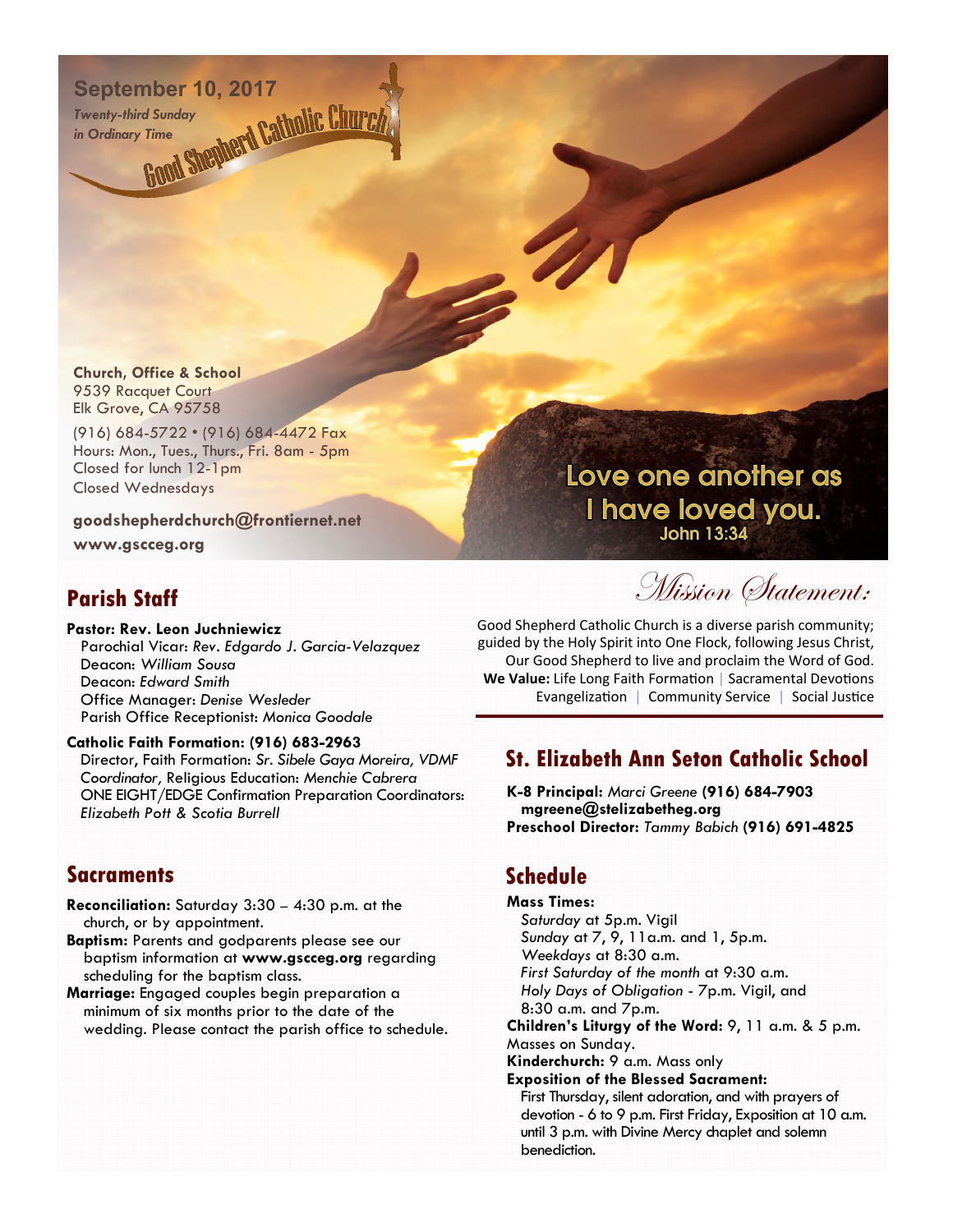September 10, 2017

*Twenty-third Sunday in Ordinary Time*

# Good Shepherd Catholic Church

**Church, Office & School**
9539 Racquet Court
Elk Grove, CA 95758

(916) 684-5722 • (916) 684-4472 Fax
Hours: Mon., Tues., Thurs., Fri. 8am - 5pm
Closed for lunch 12-1pm
Closed Wednesdays

**goodshepherdchurch@frontiernet.net**

**www.gscceg.org**

Love one another as I have loved you.
John 13:34

## Parish Staff

**Pastor: Rev. Leon Juchniewicz**
Parochial Vicar: *Rev. Edgardo J. Garcia-Velazquez*
Deacon: *William Sousa*
Deacon: *Edward Smith*
Office Manager: *Denise Wesleder*
Parish Office Receptionist: *Monica Goodale*

**Catholic Faith Formation: (916) 683-2963**
Director, Faith Formation: *Sr. Sibele Gaya Moreira, VDMF*
*Coordinator*, Religious Education: *Menchie Cabrera*
ONE EIGHT/EDGE Confirmation Preparation Coordinators: *Elizabeth Pott & Scotia Burrell*

## Sacraments

**Reconciliation:** Saturday 3:30 – 4:30 p.m. at the church, or by appointment.

**Baptism:** Parents and godparents please see our baptism information at **www.gscceg.org** regarding scheduling for the baptism class.

**Marriage:** Engaged couples begin preparation a minimum of six months prior to the date of the wedding. Please contact the parish office to schedule.

## Mission Statement:

Good Shepherd Catholic Church is a diverse parish community; guided by the Holy Spirit into One Flock, following Jesus Christ, Our Good Shepherd to live and proclaim the Word of God.

**We Value:** Life Long Faith Formation | Sacramental Devotions | Evangelization | Community Service | Social Justice

## St. Elizabeth Ann Seton Catholic School

**K-8 Principal:** *Marci Greene* **(916) 684-7903**
**mgreene@stelizabetheg.org**
**Preschool Director:** *Tammy Babich* **(916) 691-4825**

## Schedule

**Mass Times:**
*Saturday* at 5p.m. Vigil
*Sunday* at 7, 9, 11a.m. and 1, 5p.m.
*Weekdays* at 8:30 a.m.
*First Saturday of the month* at 9:30 a.m.
*Holy Days of Obligation* - 7p.m. Vigil, and 8:30 a.m. and 7p.m.

**Children's Liturgy of the Word:** 9, 11 a.m. & 5 p.m. Masses on Sunday.

**Kinderchurch:** 9 a.m. Mass only

**Exposition of the Blessed Sacrament:**
First Thursday, silent adoration, and with prayers of devotion - 6 to 9 p.m. First Friday, Exposition at 10 a.m. until 3 p.m. with Divine Mercy chaplet and solemn benediction.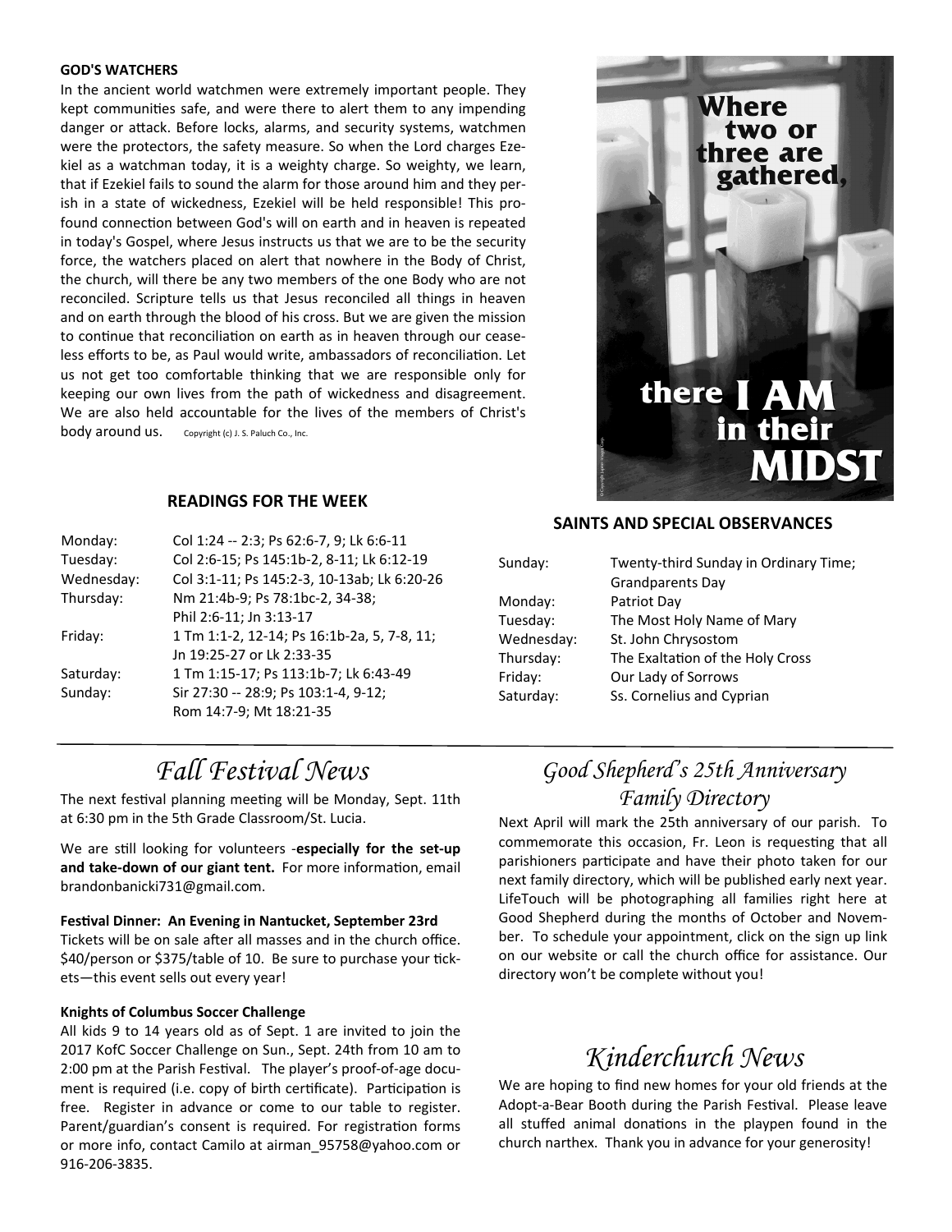**GOD'S WATCHERS**

In the ancient world watchmen were extremely important people. They kept communities safe, and were there to alert them to any impending danger or attack. Before locks, alarms, and security systems, watchmen were the protectors, the safety measure. So when the Lord charges Ezekiel as a watchman today, it is a weighty charge. So weighty, we learn, that if Ezekiel fails to sound the alarm for those around him and they perish in a state of wickedness, Ezekiel will be held responsible! This profound connection between God's will on earth and in heaven is repeated in today's Gospel, where Jesus instructs us that we are to be the security force, the watchers placed on alert that nowhere in the Body of Christ, the church, will there be any two members of the one Body who are not reconciled. Scripture tells us that Jesus reconciled all things in heaven and on earth through the blood of his cross. But we are given the mission to continue that reconciliation on earth as in heaven through our ceaseless efforts to be, as Paul would write, ambassadors of reconciliation. Let us not get too comfortable thinking that we are responsible only for keeping our own lives from the path of wickedness and disagreement. We are also held accountable for the lives of the members of Christ's body around us. Copyright (c) J. S. Paluch Co., Inc.

Where two or three are gathered, there I AM in their MIDST

**READINGS FOR THE WEEK**

| | |
|---|---|
| Monday: | Col 1:24 -- 2:3; Ps 62:6-7, 9; Lk 6:6-11 |
| Tuesday: | Col 2:6-15; Ps 145:1b-2, 8-11; Lk 6:12-19 |
| Wednesday: | Col 3:1-11; Ps 145:2-3, 10-13ab; Lk 6:20-26 |
| Thursday: | Nm 21:4b-9; Ps 78:1bc-2, 34-38; Phil 2:6-11; Jn 3:13-17 |
| Friday: | 1 Tm 1:1-2, 12-14; Ps 16:1b-2a, 5, 7-8, 11; Jn 19:25-27 or Lk 2:33-35 |
| Saturday: | 1 Tm 1:15-17; Ps 113:1b-7; Lk 6:43-49 |
| Sunday: | Sir 27:30 -- 28:9; Ps 103:1-4, 9-12; Rom 14:7-9; Mt 18:21-35 |

**SAINTS AND SPECIAL OBSERVANCES**

| | |
|---|---|
| Sunday: | Twenty-third Sunday in Ordinary Time; Grandparents Day |
| Monday: | Patriot Day |
| Tuesday: | The Most Holy Name of Mary |
| Wednesday: | St. John Chrysostom |
| Thursday: | The Exaltation of the Holy Cross |
| Friday: | Our Lady of Sorrows |
| Saturday: | Ss. Cornelius and Cyprian |

## *Fall Festival News*

The next festival planning meeting will be Monday, Sept. 11th at 6:30 pm in the 5th Grade Classroom/St. Lucia.

We are still looking for volunteers -**especially for the set-up and take-down of our giant tent.** For more information, email brandonbanicki731@gmail.com.

**Festival Dinner: An Evening in Nantucket, September 23rd**

Tickets will be on sale after all masses and in the church office. $40/person or $375/table of 10. Be sure to purchase your tickets—this event sells out every year!

**Knights of Columbus Soccer Challenge**

All kids 9 to 14 years old as of Sept. 1 are invited to join the 2017 KofC Soccer Challenge on Sun., Sept. 24th from 10 am to 2:00 pm at the Parish Festival. The player's proof-of-age document is required (i.e. copy of birth certificate). Participation is free. Register in advance or come to our table to register. Parent/guardian's consent is required. For registration forms or more info, contact Camilo at airman_95758@yahoo.com or 916-206-3835.

## *Good Shepherd's 25th Anniversary Family Directory*

Next April will mark the 25th anniversary of our parish. To commemorate this occasion, Fr. Leon is requesting that all parishioners participate and have their photo taken for our next family directory, which will be published early next year. LifeTouch will be photographing all families right here at Good Shepherd during the months of October and November. To schedule your appointment, click on the sign up link on our website or call the church office for assistance. Our directory won't be complete without you!

## *Kinderchurch News*

We are hoping to find new homes for your old friends at the Adopt-a-Bear Booth during the Parish Festival. Please leave all stuffed animal donations in the playpen found in the church narthex. Thank you in advance for your generosity!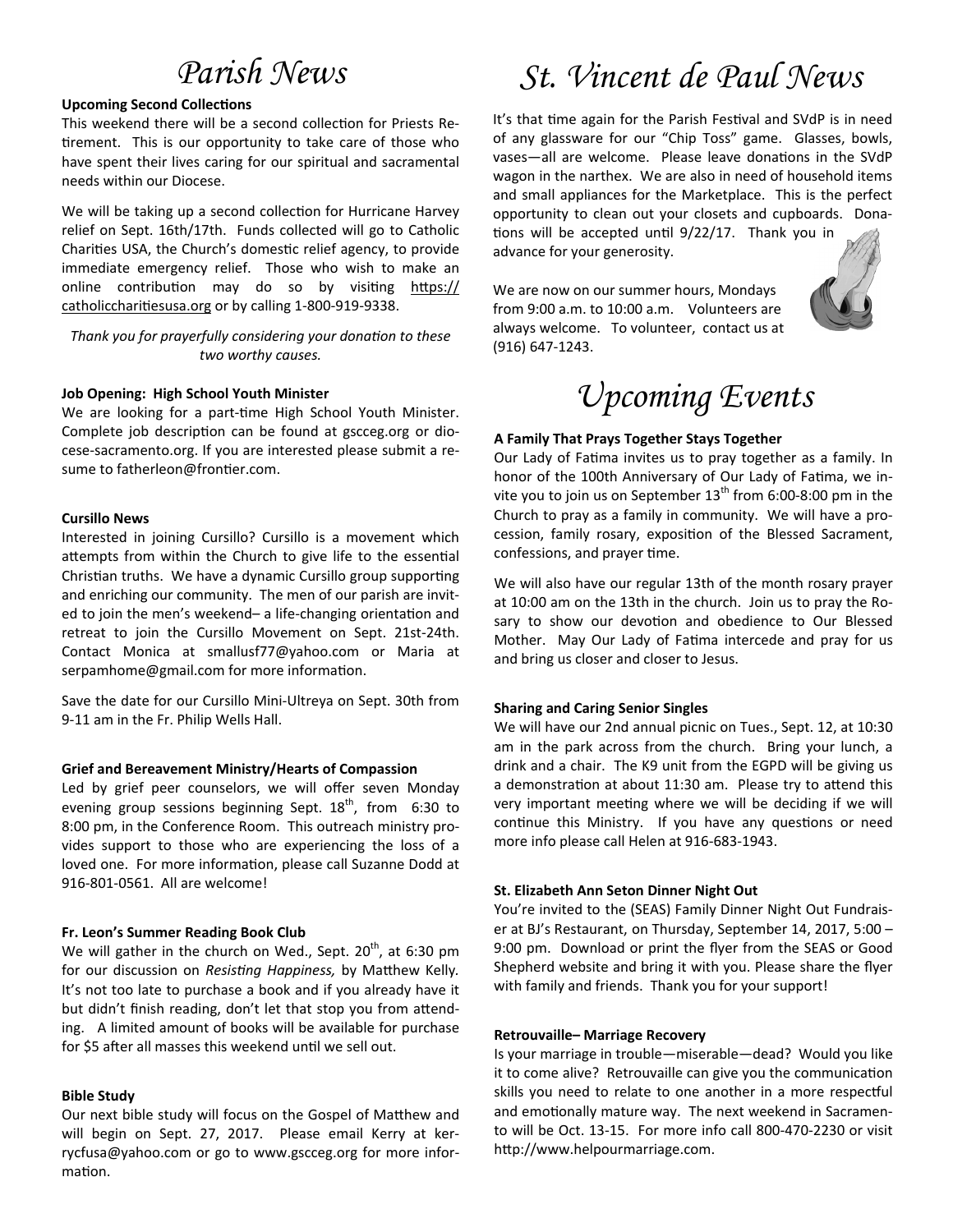# Parish News

**Upcoming Second Collections**

This weekend there will be a second collection for Priests Retirement. This is our opportunity to take care of those who have spent their lives caring for our spiritual and sacramental needs within our Diocese.

We will be taking up a second collection for Hurricane Harvey relief on Sept. 16th/17th. Funds collected will go to Catholic Charities USA, the Church's domestic relief agency, to provide immediate emergency relief. Those who wish to make an online contribution may do so by visiting https://catholiccharitiesusa.org or by calling 1-800-919-9338.

*Thank you for prayerfully considering your donation to these two worthy causes.*

**Job Opening: High School Youth Minister**

We are looking for a part-time High School Youth Minister. Complete job description can be found at gscceg.org or diocese-sacramento.org. If you are interested please submit a resume to fatherleon@frontier.com.

**Cursillo News**

Interested in joining Cursillo? Cursillo is a movement which attempts from within the Church to give life to the essential Christian truths. We have a dynamic Cursillo group supporting and enriching our community. The men of our parish are invited to join the men's weekend– a life-changing orientation and retreat to join the Cursillo Movement on Sept. 21st-24th. Contact Monica at smallusf77@yahoo.com or Maria at serpamhome@gmail.com for more information.

Save the date for our Cursillo Mini-Ultreya on Sept. 30th from 9-11 am in the Fr. Philip Wells Hall.

**Grief and Bereavement Ministry/Hearts of Compassion**

Led by grief peer counselors, we will offer seven Monday evening group sessions beginning Sept. 18th, from 6:30 to 8:00 pm, in the Conference Room. This outreach ministry provides support to those who are experiencing the loss of a loved one. For more information, please call Suzanne Dodd at 916-801-0561. All are welcome!

**Fr. Leon's Summer Reading Book Club**

We will gather in the church on Wed., Sept. 20th, at 6:30 pm for our discussion on *Resisting Happiness,* by Matthew Kelly. It's not too late to purchase a book and if you already have it but didn't finish reading, don't let that stop you from attending. A limited amount of books will be available for purchase for $5 after all masses this weekend until we sell out.

**Bible Study**

Our next bible study will focus on the Gospel of Matthew and will begin on Sept. 27, 2017. Please email Kerry at kerrycfusa@yahoo.com or go to www.gscceg.org for more information.

# St. Vincent de Paul News

It's that time again for the Parish Festival and SVdP is in need of any glassware for our "Chip Toss" game. Glasses, bowls, vases—all are welcome. Please leave donations in the SVdP wagon in the narthex. We are also in need of household items and small appliances for the Marketplace. This is the perfect opportunity to clean out your closets and cupboards. Donations will be accepted until 9/22/17. Thank you in advance for your generosity.

We are now on our summer hours, Mondays from 9:00 a.m. to 10:00 a.m. Volunteers are always welcome. To volunteer, contact us at (916) 647-1243.

# Upcoming Events

**A Family That Prays Together Stays Together**

Our Lady of Fatima invites us to pray together as a family. In honor of the 100th Anniversary of Our Lady of Fatima, we invite you to join us on September 13th from 6:00-8:00 pm in the Church to pray as a family in community. We will have a procession, family rosary, exposition of the Blessed Sacrament, confessions, and prayer time.

We will also have our regular 13th of the month rosary prayer at 10:00 am on the 13th in the church. Join us to pray the Rosary to show our devotion and obedience to Our Blessed Mother. May Our Lady of Fatima intercede and pray for us and bring us closer and closer to Jesus.

**Sharing and Caring Senior Singles**

We will have our 2nd annual picnic on Tues., Sept. 12, at 10:30 am in the park across from the church. Bring your lunch, a drink and a chair. The K9 unit from the EGPD will be giving us a demonstration at about 11:30 am. Please try to attend this very important meeting where we will be deciding if we will continue this Ministry. If you have any questions or need more info please call Helen at 916-683-1943.

**St. Elizabeth Ann Seton Dinner Night Out**

You're invited to the (SEAS) Family Dinner Night Out Fundraiser at BJ's Restaurant, on Thursday, September 14, 2017, 5:00 – 9:00 pm. Download or print the flyer from the SEAS or Good Shepherd website and bring it with you. Please share the flyer with family and friends. Thank you for your support!

**Retrouvaille– Marriage Recovery**

Is your marriage in trouble—miserable—dead? Would you like it to come alive? Retrouvaille can give you the communication skills you need to relate to one another in a more respectful and emotionally mature way. The next weekend in Sacramento will be Oct. 13-15. For more info call 800-470-2230 or visit http://www.helpourmarriage.com.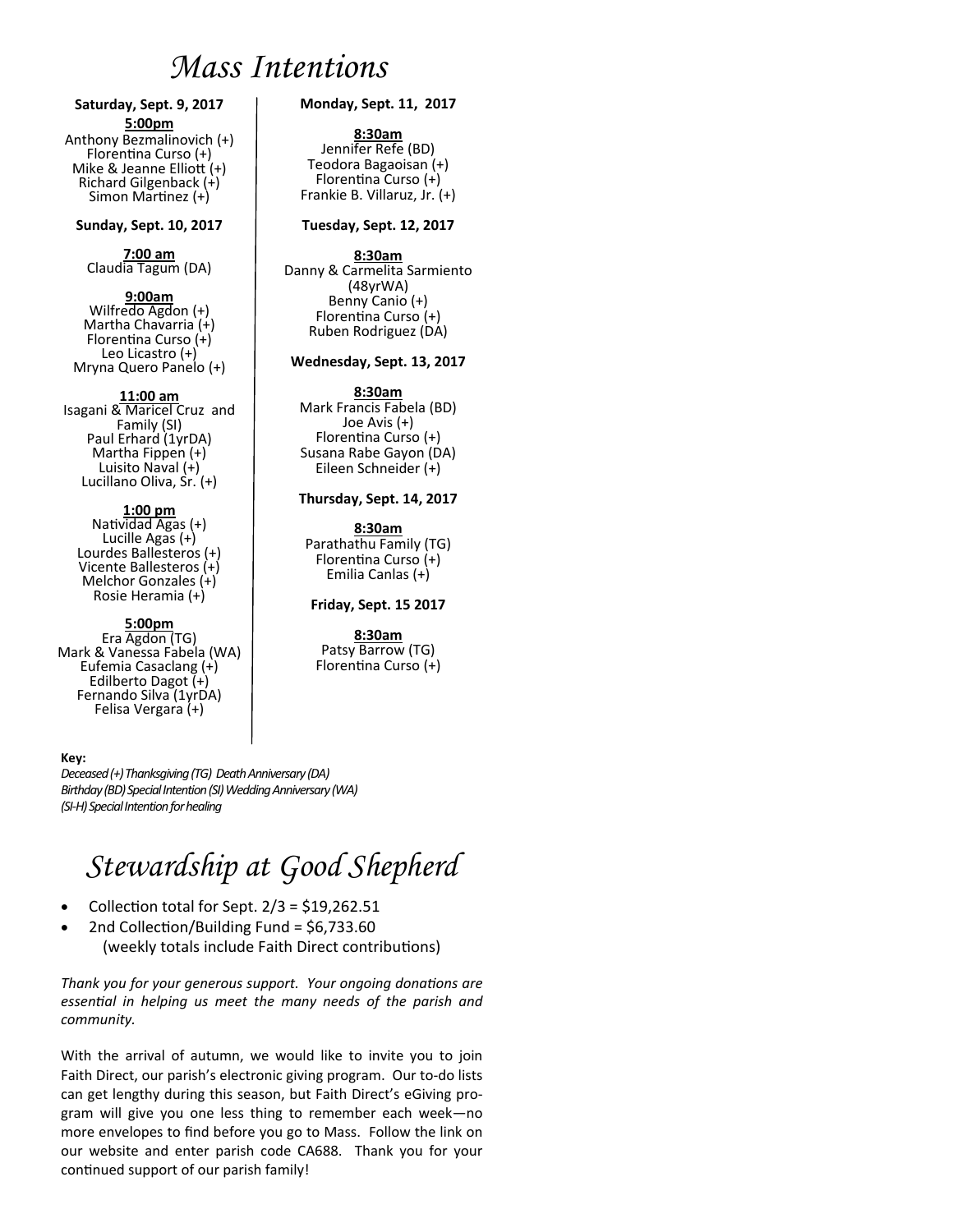# Mass Intentions

**Saturday, Sept. 9, 2017**

**5:00pm**

Anthony Bezmalinovich (+)
Florentina Curso (+)
Mike & Jeanne Elliott (+)
Richard Gilgenback (+)
Simon Martinez (+)

**Sunday, Sept. 10, 2017**

**7:00 am**

Claudia Tagum (DA)

**9:00am**

Wilfredo Agdon (+)
Martha Chavarria (+)
Florentina Curso (+)
Leo Licastro (+)
Mryna Quero Panelo (+)

**11:00 am**

Isagani & Maricel Cruz and Family (SI)
Paul Erhard (1yrDA)
Martha Fippen (+)
Luisito Naval (+)
Lucillano Oliva, Sr. (+)

**1:00 pm**

Natividad Agas (+)
Lucille Agas (+)
Lourdes Ballesteros (+)
Vicente Ballesteros (+)
Melchor Gonzales (+)
Rosie Heramia (+)

**5:00pm**

Era Agdon (TG)
Mark & Vanessa Fabela (WA)
Eufemia Casaclang (+)
Edilberto Dagot (+)
Fernando Silva (1yrDA)
Felisa Vergara (+)

**Monday, Sept. 11, 2017**

**8:30am**

Jennifer Refe (BD)
Teodora Bagaoisan (+)
Florentina Curso (+)
Frankie B. Villaruz, Jr. (+)

**Tuesday, Sept. 12, 2017**

**8:30am**

Danny & Carmelita Sarmiento (48yrWA)
Benny Canio (+)
Florentina Curso (+)
Ruben Rodriguez (DA)

**Wednesday, Sept. 13, 2017**

**8:30am**

Mark Francis Fabela (BD)
Joe Avis (+)
Florentina Curso (+)
Susana Rabe Gayon (DA)
Eileen Schneider (+)

**Thursday, Sept. 14, 2017**

**8:30am**

Parathathu Family (TG)
Florentina Curso (+)
Emilia Canlas (+)

**Friday, Sept. 15 2017**

**8:30am**

Patsy Barrow (TG)
Florentina Curso (+)

**Key:**

*Deceased (+) Thanksgiving (TG) Death Anniversary (DA)*
*Birthday (BD) Special Intention (SI) Wedding Anniversary (WA)*
*(SI-H) Special Intention for healing*

# Stewardship at Good Shepherd

- Collection total for Sept. 2/3 = $19,262.51
- 2nd Collection/Building Fund = $6,733.60
  (weekly totals include Faith Direct contributions)

*Thank you for your generous support. Your ongoing donations are essential in helping us meet the many needs of the parish and community.*

With the arrival of autumn, we would like to invite you to join Faith Direct, our parish's electronic giving program. Our to-do lists can get lengthy during this season, but Faith Direct's eGiving program will give you one less thing to remember each week—no more envelopes to find before you go to Mass. Follow the link on our website and enter parish code CA688. Thank you for your continued support of our parish family!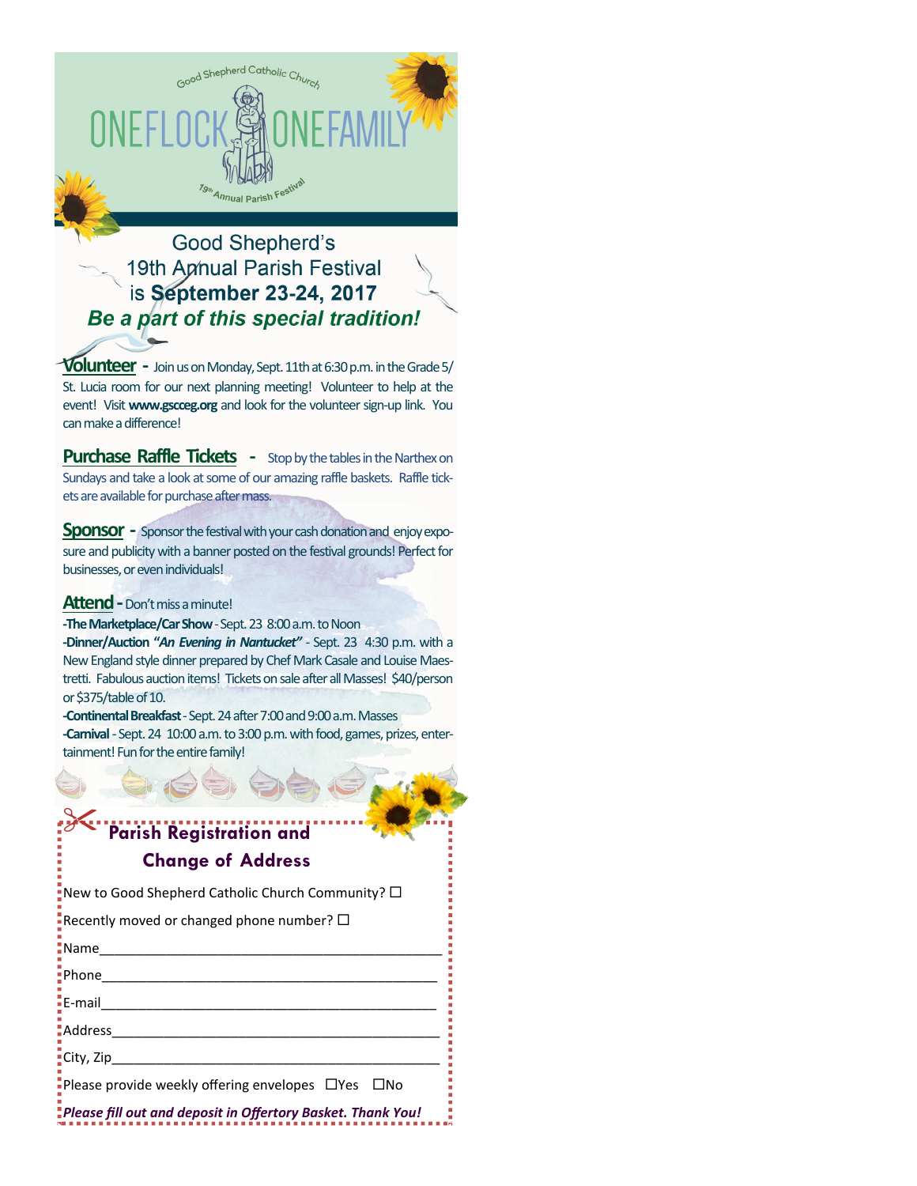Good Shepherd Catholic Church

# ONEFLOCK ONEFAMILY

19th Annual Parish Festival

## Good Shepherd's 19th Annual Parish Festival is **September 23-24, 2017**

***Be a part of this special tradition!***

**Volunteer** - Join us on Monday, Sept. 11th at 6:30 p.m. in the Grade 5/St. Lucia room for our next planning meeting! Volunteer to help at the event! Visit **www.gscceg.org** and look for the volunteer sign-up link. You can make a difference!

**Purchase Raffle Tickets** - Stop by the tables in the Narthex on Sundays and take a look at some of our amazing raffle baskets. Raffle tickets are available for purchase after mass.

**Sponsor** - Sponsor the festival with your cash donation and enjoy exposure and publicity with a banner posted on the festival grounds! Perfect for businesses, or even individuals!

**Attend** - Don't miss a minute!

**-The Marketplace/Car Show** - Sept. 23 8:00 a.m. to Noon

**-Dinner/Auction *"An Evening in Nantucket"*** - Sept. 23 4:30 p.m. with a New England style dinner prepared by Chef Mark Casale and Louise Maestretti. Fabulous auction items! Tickets on sale after all Masses! $40/person or $375/table of 10.

**-Continental Breakfast** - Sept. 24 after 7:00 and 9:00 a.m. Masses

**-Carnival** - Sept. 24 10:00 a.m. to 3:00 p.m. with food, games, prizes, entertainment! Fun for the entire family!

## Parish Registration and Change of Address

New to Good Shepherd Catholic Church Community? ☐

Recently moved or changed phone number? ☐

Name_______________________________________________

Phone______________________________________________

E-mail______________________________________________

Address_____________________________________________

City, Zip____________________________________________

Please provide weekly offering envelopes ☐Yes ☐No

***Please fill out and deposit in Offertory Basket. Thank You!***